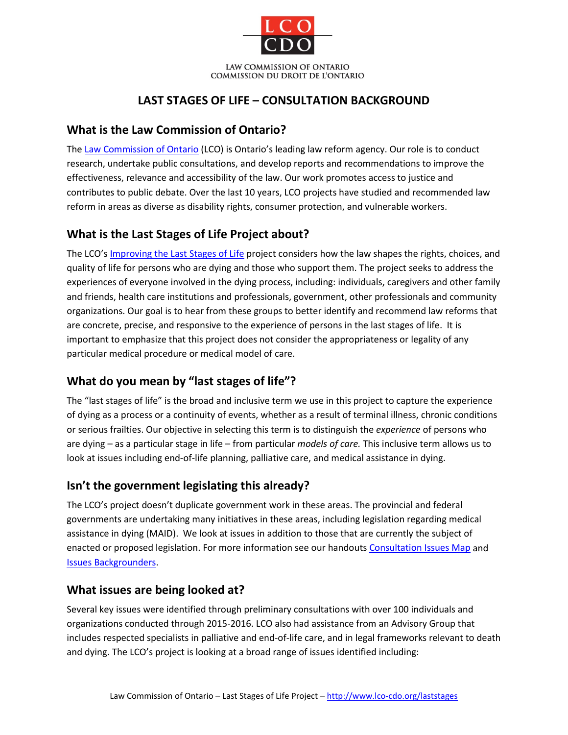LAW COMMISSION OF ONTARIO
COMMISSION DU DROIT DE L'ONTARIO

# LAST STAGES OF LIFE – CONSULTATION BACKGROUND

## What is the Law Commission of Ontario?

The Law Commission of Ontario (LCO) is Ontario's leading law reform agency. Our role is to conduct research, undertake public consultations, and develop reports and recommendations to improve the effectiveness, relevance and accessibility of the law. Our work promotes access to justice and contributes to public debate. Over the last 10 years, LCO projects have studied and recommended law reform in areas as diverse as disability rights, consumer protection, and vulnerable workers.

## What is the Last Stages of Life Project about?

The LCO's Improving the Last Stages of Life project considers how the law shapes the rights, choices, and quality of life for persons who are dying and those who support them. The project seeks to address the experiences of everyone involved in the dying process, including: individuals, caregivers and other family and friends, health care institutions and professionals, government, other professionals and community organizations. Our goal is to hear from these groups to better identify and recommend law reforms that are concrete, precise, and responsive to the experience of persons in the last stages of life. It is important to emphasize that this project does not consider the appropriateness or legality of any particular medical procedure or medical model of care.

## What do you mean by "last stages of life"?

The "last stages of life" is the broad and inclusive term we use in this project to capture the experience of dying as a process or a continuity of events, whether as a result of terminal illness, chronic conditions or serious frailties. Our objective in selecting this term is to distinguish the *experience* of persons who are dying – as a particular stage in life – from particular *models of care.* This inclusive term allows us to look at issues including end-of-life planning, palliative care, and medical assistance in dying.

## Isn't the government legislating this already?

The LCO's project doesn't duplicate government work in these areas. The provincial and federal governments are undertaking many initiatives in these areas, including legislation regarding medical assistance in dying (MAID). We look at issues in addition to those that are currently the subject of enacted or proposed legislation. For more information see our handouts Consultation Issues Map and Issues Backgrounders.

## What issues are being looked at?

Several key issues were identified through preliminary consultations with over 100 individuals and organizations conducted through 2015-2016. LCO also had assistance from an Advisory Group that includes respected specialists in palliative and end-of-life care, and in legal frameworks relevant to death and dying. The LCO's project is looking at a broad range of issues identified including: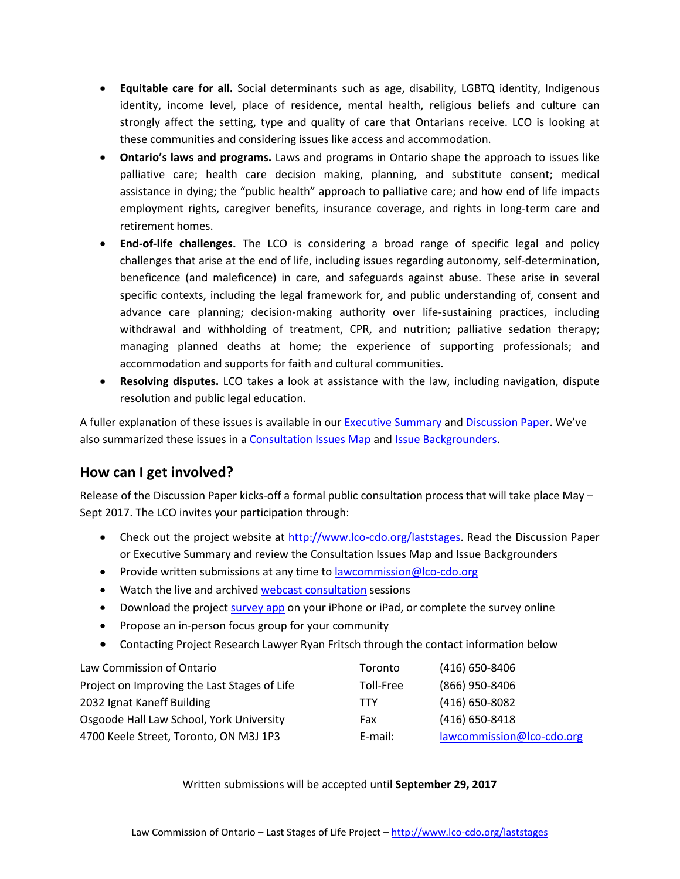- **Equitable care for all.** Social determinants such as age, disability, LGBTQ identity, Indigenous identity, income level, place of residence, mental health, religious beliefs and culture can strongly affect the setting, type and quality of care that Ontarians receive. LCO is looking at these communities and considering issues like access and accommodation.
- **Ontario's laws and programs.** Laws and programs in Ontario shape the approach to issues like palliative care; health care decision making, planning, and substitute consent; medical assistance in dying; the "public health" approach to palliative care; and how end of life impacts employment rights, caregiver benefits, insurance coverage, and rights in long-term care and retirement homes.
- **End-of-life challenges.** The LCO is considering a broad range of specific legal and policy challenges that arise at the end of life, including issues regarding autonomy, self-determination, beneficence (and maleficence) in care, and safeguards against abuse. These arise in several specific contexts, including the legal framework for, and public understanding of, consent and advance care planning; decision-making authority over life-sustaining practices, including withdrawal and withholding of treatment, CPR, and nutrition; palliative sedation therapy; managing planned deaths at home; the experience of supporting professionals; and accommodation and supports for faith and cultural communities.
- **Resolving disputes.** LCO takes a look at assistance with the law, including navigation, dispute resolution and public legal education.

A fuller explanation of these issues is available in our Executive Summary and Discussion Paper. We've also summarized these issues in a Consultation Issues Map and Issue Backgrounders.

## How can I get involved?

Release of the Discussion Paper kicks-off a formal public consultation process that will take place May – Sept 2017. The LCO invites your participation through:

- Check out the project website at http://www.lco-cdo.org/laststages. Read the Discussion Paper or Executive Summary and review the Consultation Issues Map and Issue Backgrounders
- Provide written submissions at any time to lawcommission@lco-cdo.org
- Watch the live and archived webcast consultation sessions
- Download the project survey app on your iPhone or iPad, or complete the survey online
- Propose an in-person focus group for your community
- Contacting Project Research Lawyer Ryan Fritsch through the contact information below

| | | |
|---|---|---|
| Law Commission of Ontario | Toronto | (416) 650-8406 |
| Project on Improving the Last Stages of Life | Toll-Free | (866) 950-8406 |
| 2032 Ignat Kaneff Building | TTY | (416) 650-8082 |
| Osgoode Hall Law School, York University | Fax | (416) 650-8418 |
| 4700 Keele Street, Toronto, ON M3J 1P3 | E-mail: | lawcommission@lco-cdo.org |

Written submissions will be accepted until **September 29, 2017**